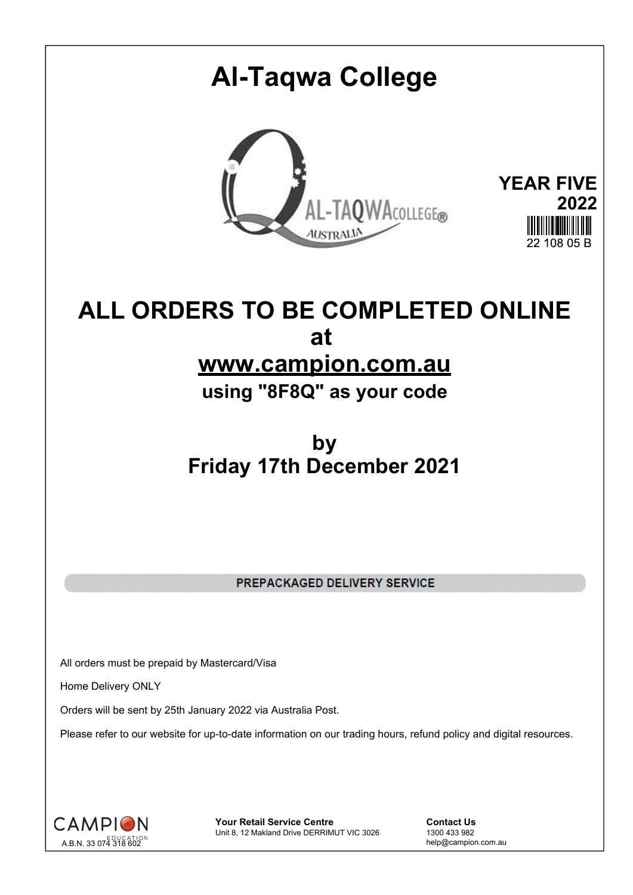# Al-Taqwa College

**YEAR FIVE**
**2022**
22 108 05 B

## ALL ORDERS TO BE COMPLETED ONLINE
## at
## www.campion.com.au
### using "8F8Q" as your code

## by
## Friday 17th December 2021

**PREPACKAGED DELIVERY SERVICE**

All orders must be prepaid by Mastercard/Visa

Home Delivery ONLY

Orders will be sent by 25th January 2022 via Australia Post.

Please refer to our website for up-to-date information on our trading hours, refund policy and digital resources.

CAMPION EDUCATION
A.B.N. 33 074 318 602

**Your Retail Service Centre**
Unit 8, 12 Makland Drive DERRIMUT VIC 3026

**Contact Us**
1300 433 982
help@campion.com.au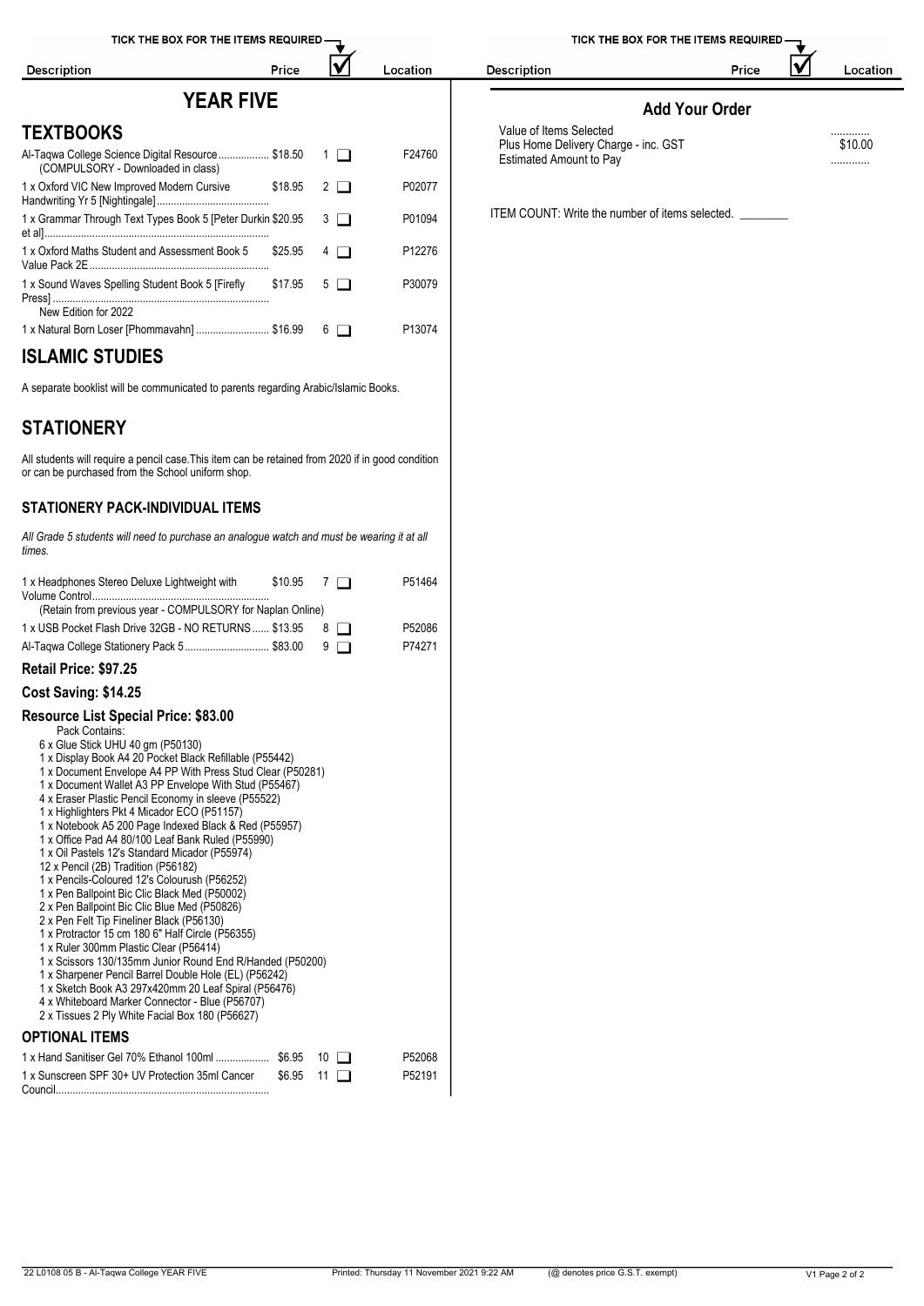TICK THE BOX FOR THE ITEMS REQUIRED

# YEAR FIVE

## TEXTBOOKS

| Description | Price | ☑ | Location |
|---|---|---|---|
| Al-Taqwa College Science Digital Resource (COMPULSORY - Downloaded in class) | $18.50 | 1 ☐ | F24760 |
| 1 x Oxford VIC New Improved Modern Cursive Handwriting Yr 5 [Nightingale] | $18.95 | 2 ☐ | P02077 |
| 1 x Grammar Through Text Types Book 5 [Peter Durkin et al] | $20.95 | 3 ☐ | P01094 |
| 1 x Oxford Maths Student and Assessment Book 5 Value Pack 2E | $25.95 | 4 ☐ | P12276 |
| 1 x Sound Waves Spelling Student Book 5 [Firefly Press] New Edition for 2022 | $17.95 | 5 ☐ | P30079 |
| 1 x Natural Born Loser [Phommavahn] | $16.99 | 6 ☐ | P13074 |

## ISLAMIC STUDIES

A separate booklist will be communicated to parents regarding Arabic/Islamic Books.

## STATIONERY

All students will require a pencil case.This item can be retained from 2020 if in good condition or can be purchased from the School uniform shop.

### STATIONERY PACK-INDIVIDUAL ITEMS

*All Grade 5 students will need to purchase an analogue watch and must be wearing it at all times.*

| Description | Price | ☑ | Location |
|---|---|---|---|
| 1 x Headphones Stereo Deluxe Lightweight with Volume Control (Retain from previous year - COMPULSORY for Naplan Online) | $10.95 | 7 ☐ | P51464 |
| 1 x USB Pocket Flash Drive 32GB - NO RETURNS | $13.95 | 8 ☐ | P52086 |
| Al-Taqwa College Stationery Pack 5 | $83.00 | 9 ☐ | P74271 |

**Retail Price: $97.25**

**Cost Saving: $14.25**

**Resource List Special Price: $83.00**

Pack Contains:

- 6 x Glue Stick UHU 40 gm (P50130)
- 1 x Display Book A4 20 Pocket Black Refillable (P55442)
- 1 x Document Envelope A4 PP With Press Stud Clear (P50281)
- 1 x Document Wallet A3 PP Envelope With Stud (P55467)
- 4 x Eraser Plastic Pencil Economy in sleeve (P55522)
- 1 x Highlighters Pkt 4 Micador ECO (P51157)
- 1 x Notebook A5 200 Page Indexed Black & Red (P55957)
- 1 x Office Pad A4 80/100 Leaf Bank Ruled (P55990)
- 1 x Oil Pastels 12's Standard Micador (P55974)
- 12 x Pencil (2B) Tradition (P56182)
- 1 x Pencils-Coloured 12's Colourush (P56252)
- 1 x Pen Ballpoint Bic Clic Black Med (P50002)
- 2 x Pen Ballpoint Bic Clic Blue Med (P50826)
- 2 x Pen Felt Tip Fineliner Black (P56130)
- 1 x Protractor 15 cm 180 6" Half Circle (P56355)
- 1 x Ruler 300mm Plastic Clear (P56414)
- 1 x Scissors 130/135mm Junior Round End R/Handed (P50200)
- 1 x Sharpener Pencil Barrel Double Hole (EL) (P56242)
- 1 x Sketch Book A3 297x420mm 20 Leaf Spiral (P56476)
- 4 x Whiteboard Marker Connector - Blue (P56707)
- 2 x Tissues 2 Ply White Facial Box 180 (P56627)

### OPTIONAL ITEMS

| Description | Price | ☑ | Location |
|---|---|---|---|
| 1 x Hand Sanitiser Gel 70% Ethanol 100ml | $6.95 | 10 ☐ | P52068 |
| 1 x Sunscreen SPF 30+ UV Protection 35ml Cancer Council | $6.95 | 11 ☐ | P52191 |

## Add Your Order

| | |
|---|---|
| Value of Items Selected | ............ |
| Plus Home Delivery Charge - inc. GST | $10.00 |
| Estimated Amount to Pay | ............ |

ITEM COUNT: Write the number of items selected. ________

22 L0108 05 B - Al-Taqwa College YEAR FIVE    Printed: Thursday 11 November 2021 9:22 AM    (@ denotes price G.S.T. exempt)    V1